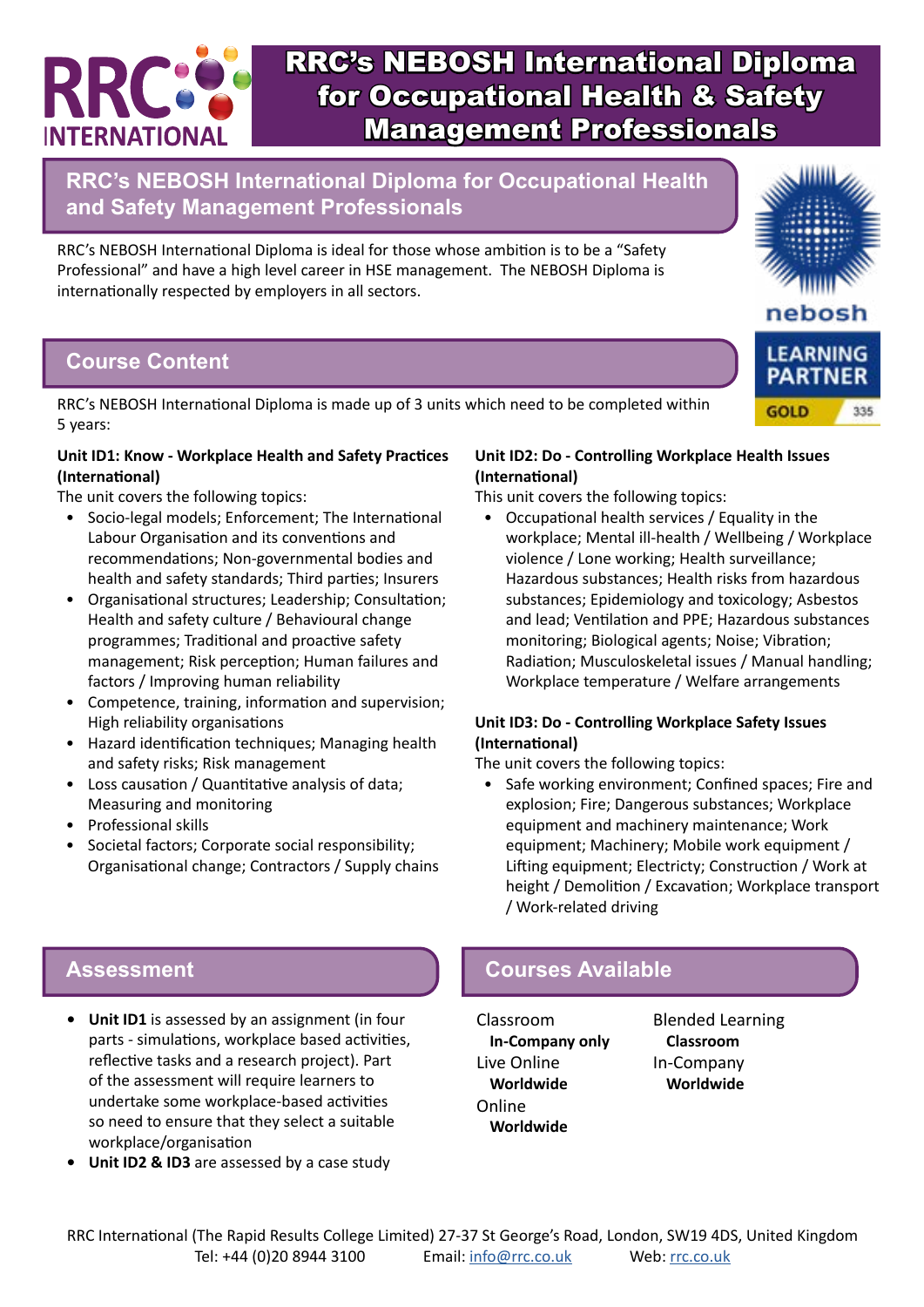# RRC's NEBOSH International Diploma for Occupational Health & Safety Management Professionals

## RRC's NEBOSH International Diploma for Occupational Health and Safety Management Professionals

RRC's NEBOSH International Diploma is ideal for those whose ambition is to be a "Safety Professional" and have a high level career in HSE management. The NEBOSH Diploma is internationally respected by employers in all sectors.

nebosh LEARNING PARTNER GOLD 335

## Course Content

RRC's NEBOSH International Diploma is made up of 3 units which need to be completed within 5 years:

**Unit ID1: Know - Workplace Health and Safety Practices (International)**

The unit covers the following topics:

- Socio-legal models; Enforcement; The International Labour Organisation and its conventions and recommendations; Non-governmental bodies and health and safety standards; Third parties; Insurers
- Organisational structures; Leadership; Consultation; Health and safety culture / Behavioural change programmes; Traditional and proactive safety management; Risk perception; Human failures and factors / Improving human reliability
- Competence, training, information and supervision; High reliability organisations
- Hazard identification techniques; Managing health and safety risks; Risk management
- Loss causation / Quantitative analysis of data; Measuring and monitoring
- Professional skills
- Societal factors; Corporate social responsibility; Organisational change; Contractors / Supply chains

**Unit ID2: Do - Controlling Workplace Health Issues (International)**

This unit covers the following topics:

- Occupational health services / Equality in the workplace; Mental ill-health / Wellbeing / Workplace violence / Lone working; Health surveillance; Hazardous substances; Health risks from hazardous substances; Epidemiology and toxicology; Asbestos and lead; Ventilation and PPE; Hazardous substances monitoring; Biological agents; Noise; Vibration; Radiation; Musculoskeletal issues / Manual handling; Workplace temperature / Welfare arrangements

**Unit ID3: Do - Controlling Workplace Safety Issues (International)**

The unit covers the following topics:

- Safe working environment; Confined spaces; Fire and explosion; Fire; Dangerous substances; Workplace equipment and machinery maintenance; Work equipment; Machinery; Mobile work equipment / Lifting equipment; Electricty; Construction / Work at height / Demolition / Excavation; Workplace transport / Work-related driving

## Assessment

- **Unit ID1** is assessed by an assignment (in four parts - simulations, workplace based activities, reflective tasks and a research project). Part of the assessment will require learners to undertake some workplace-based activities so need to ensure that they select a suitable workplace/organisation
- **Unit ID2 & ID3** are assessed by a case study

## Courses Available

Classroom
**In-Company only**
Live Online
**Worldwide**
Online
**Worldwide**

Blended Learning
**Classroom**
In-Company
**Worldwide**

RRC International (The Rapid Results College Limited) 27-37 St George's Road, London, SW19 4DS, United Kingdom
Tel: +44 (0)20 8944 3100 Email: info@rrc.co.uk Web: rrc.co.uk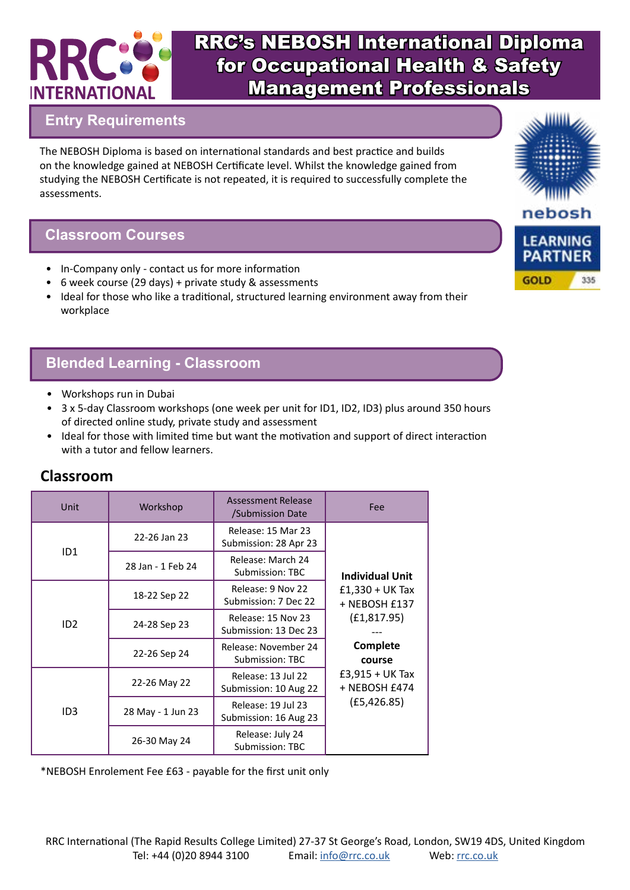# RRC's NEBOSH International Diploma for Occupational Health & Safety Management Professionals

## Entry Requirements

The NEBOSH Diploma is based on international standards and best practice and builds on the knowledge gained at NEBOSH Certificate level. Whilst the knowledge gained from studying the NEBOSH Certificate is not repeated, it is required to successfully complete the assessments.

## Classroom Courses

- In-Company only - contact us for more information
- 6 week course (29 days) + private study & assessments
- Ideal for those who like a traditional, structured learning environment away from their workplace

## Blended Learning - Classroom

- Workshops run in Dubai
- 3 x 5-day Classroom workshops (one week per unit for ID1, ID2, ID3) plus around 350 hours of directed online study, private study and assessment
- Ideal for those with limited time but want the motivation and support of direct interaction with a tutor and fellow learners.

### Classroom

| Unit | Workshop | Assessment Release /Submission Date | Fee |
|---|---|---|---|
| ID1 | 22-26 Jan 23 | Release: 15 Mar 23 Submission: 28 Apr 23 | **Individual Unit** £1,330 + UK Tax + NEBOSH £137 (£1,817.95) --- **Complete course** £3,915 + UK Tax + NEBOSH £474 (£5,426.85) |
| | 28 Jan - 1 Feb 24 | Release: March 24 Submission: TBC | |
| ID2 | 18-22 Sep 22 | Release: 9 Nov 22 Submission: 7 Dec 22 | |
| | 24-28 Sep 23 | Release: 15 Nov 23 Submission: 13 Dec 23 | |
| | 22-26 Sep 24 | Release: November 24 Submission: TBC | |
| ID3 | 22-26 May 22 | Release: 13 Jul 22 Submission: 10 Aug 22 | |
| | 28 May - 1 Jun 23 | Release: 19 Jul 23 Submission: 16 Aug 23 | |
| | 26-30 May 24 | Release: July 24 Submission: TBC | |

*NEBOSH Enrolement Fee £63 - payable for the first unit only

RRC International (The Rapid Results College Limited) 27-37 St George's Road, London, SW19 4DS, United Kingdom
Tel: +44 (0)20 8944 3100 Email: info@rrc.co.uk Web: rrc.co.uk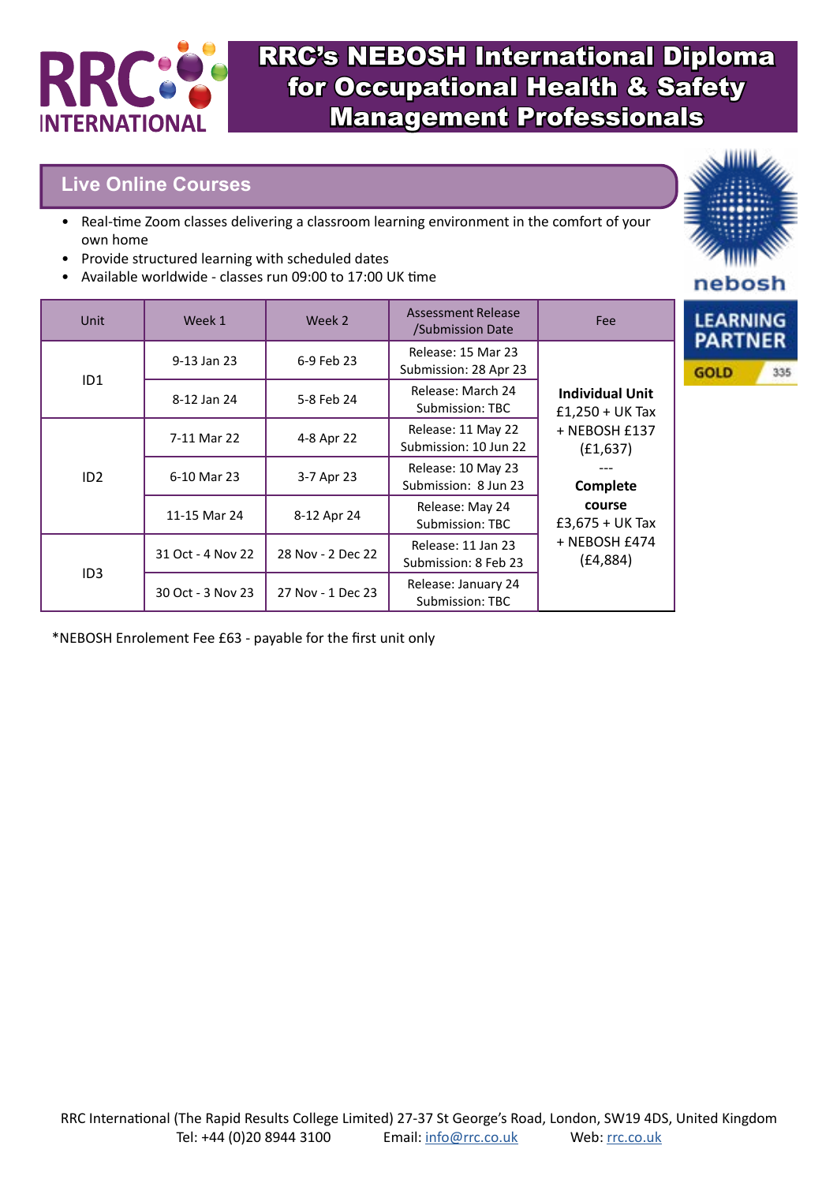# RRC's NEBOSH International Diploma for Occupational Health & Safety Management Professionals

## Live Online Courses

- Real-time Zoom classes delivering a classroom learning environment in the comfort of your own home
- Provide structured learning with scheduled dates
- Available worldwide - classes run 09:00 to 17:00 UK time

| Unit | Week 1 | Week 2 | Assessment Release /Submission Date | Fee |
|---|---|---|---|---|
| ID1 | 9-13 Jan 23 | 6-9 Feb 23 | Release: 15 Mar 23 Submission: 28 Apr 23 | **Individual Unit** £1,250 + UK Tax + NEBOSH £137 (£1,637) --- **Complete course** £3,675 + UK Tax + NEBOSH £474 (£4,884) |
| | 8-12 Jan 24 | 5-8 Feb 24 | Release: March 24 Submission: TBC | |
| ID2 | 7-11 Mar 22 | 4-8 Apr 22 | Release: 11 May 22 Submission: 10 Jun 22 | |
| | 6-10 Mar 23 | 3-7 Apr 23 | Release: 10 May 23 Submission: 8 Jun 23 | |
| | 11-15 Mar 24 | 8-12 Apr 24 | Release: May 24 Submission: TBC | |
| ID3 | 31 Oct - 4 Nov 22 | 28 Nov - 2 Dec 22 | Release: 11 Jan 23 Submission: 8 Feb 23 | |
| | 30 Oct - 3 Nov 23 | 27 Nov - 1 Dec 23 | Release: January 24 Submission: TBC | |

*NEBOSH Enrolement Fee £63 - payable for the first unit only

RRC International (The Rapid Results College Limited) 27-37 St George's Road, London, SW19 4DS, United Kingdom
Tel: +44 (0)20 8944 3100 Email: info@rrc.co.uk Web: rrc.co.uk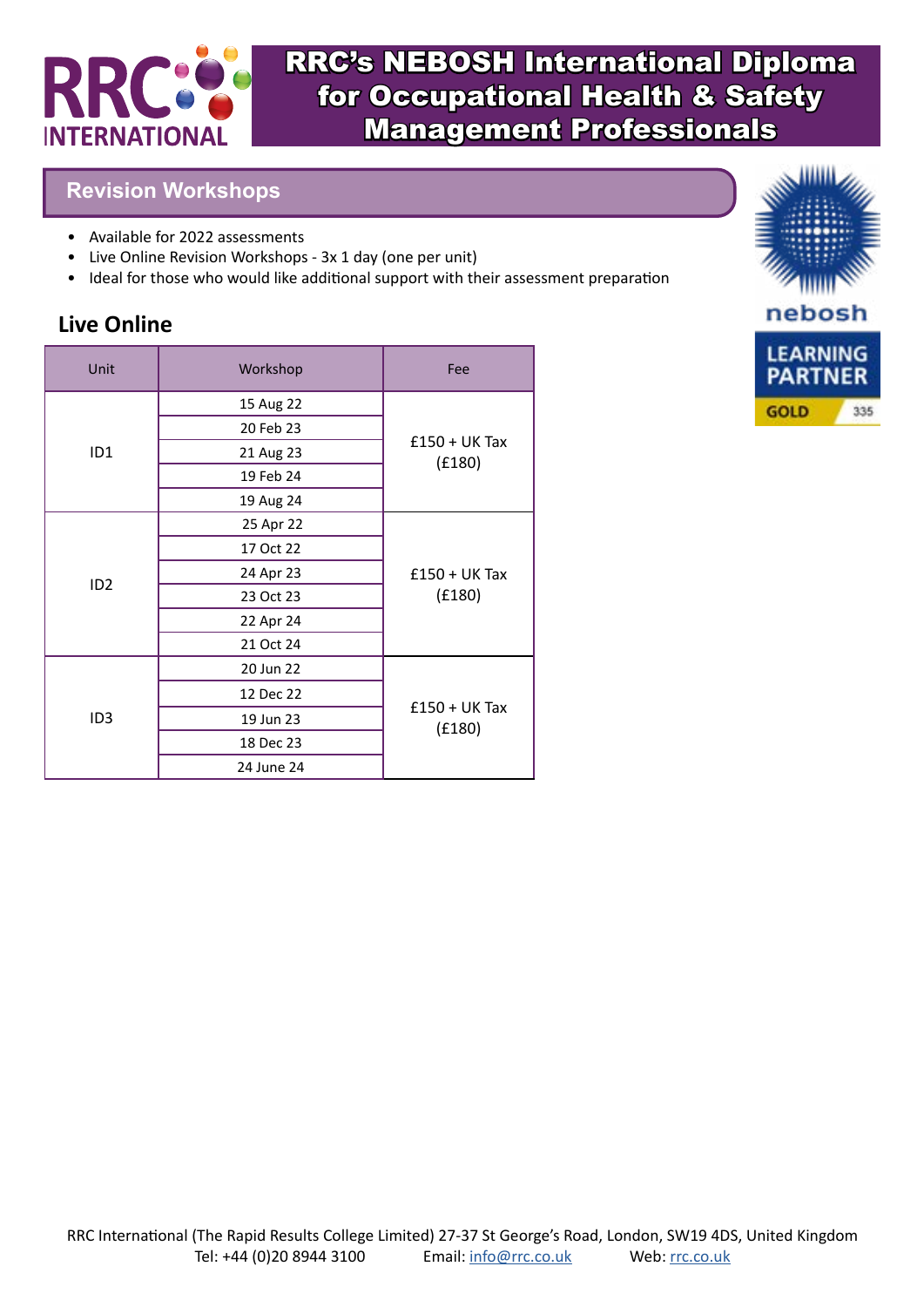# RRC's NEBOSH International Diploma for Occupational Health & Safety Management Professionals

## Revision Workshops

- Available for 2022 assessments
- Live Online Revision Workshops - 3x 1 day (one per unit)
- Ideal for those who would like additional support with their assessment preparation

### Live Online

| Unit | Workshop | Fee |
|---|---|---|
| ID1 | 15 Aug 22 | £150 + UK Tax (£180) |
| | 20 Feb 23 | |
| | 21 Aug 23 | |
| | 19 Feb 24 | |
| | 19 Aug 24 | |
| ID2 | 25 Apr 22 | £150 + UK Tax (£180) |
| | 17 Oct 22 | |
| | 24 Apr 23 | |
| | 23 Oct 23 | |
| | 22 Apr 24 | |
| | 21 Oct 24 | |
| ID3 | 20 Jun 22 | £150 + UK Tax (£180) |
| | 12 Dec 22 | |
| | 19 Jun 23 | |
| | 18 Dec 23 | |
| | 24 June 24 | |

RRC International (The Rapid Results College Limited) 27-37 St George's Road, London, SW19 4DS, United Kingdom
Tel: +44 (0)20 8944 3100 Email: info@rrc.co.uk Web: rrc.co.uk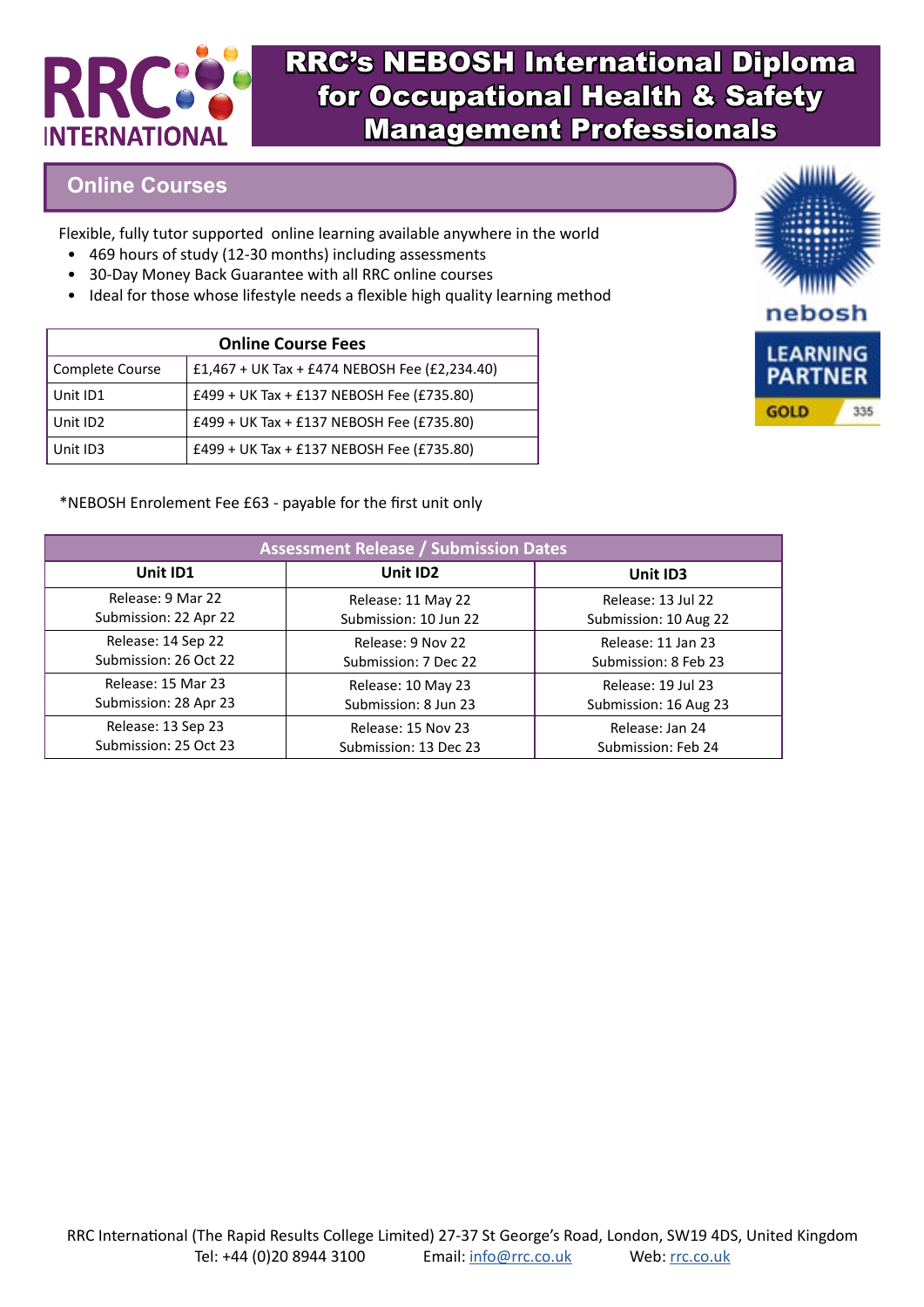# RRC's NEBOSH International Diploma for Occupational Health & Safety Management Professionals

## Online Courses

Flexible, fully tutor supported online learning available anywhere in the world

- 469 hours of study (12-30 months) including assessments
- 30-Day Money Back Guarantee with all RRC online courses
- Ideal for those whose lifestyle needs a flexible high quality learning method

| Online Course Fees | |
|---|---|
| Complete Course | £1,467 + UK Tax + £474 NEBOSH Fee (£2,234.40) |
| Unit ID1 | £499 + UK Tax + £137 NEBOSH Fee (£735.80) |
| Unit ID2 | £499 + UK Tax + £137 NEBOSH Fee (£735.80) |
| Unit ID3 | £499 + UK Tax + £137 NEBOSH Fee (£735.80) |

*NEBOSH Enrolement Fee £63 - payable for the first unit only

| Assessment Release / Submission Dates | | |
|---|---|---|
| **Unit ID1** | **Unit ID2** | **Unit ID3** |
| Release: 9 Mar 22<br>Submission: 22 Apr 22 | Release: 11 May 22<br>Submission: 10 Jun 22 | Release: 13 Jul 22<br>Submission: 10 Aug 22 |
| Release: 14 Sep 22<br>Submission: 26 Oct 22 | Release: 9 Nov 22<br>Submission: 7 Dec 22 | Release: 11 Jan 23<br>Submission: 8 Feb 23 |
| Release: 15 Mar 23<br>Submission: 28 Apr 23 | Release: 10 May 23<br>Submission: 8 Jun 23 | Release: 19 Jul 23<br>Submission: 16 Aug 23 |
| Release: 13 Sep 23<br>Submission: 25 Oct 23 | Release: 15 Nov 23<br>Submission: 13 Dec 23 | Release: Jan 24<br>Submission: Feb 24 |

RRC International (The Rapid Results College Limited) 27-37 St George's Road, London, SW19 4DS, United Kingdom
Tel: +44 (0)20 8944 3100 Email: info@rrc.co.uk Web: rrc.co.uk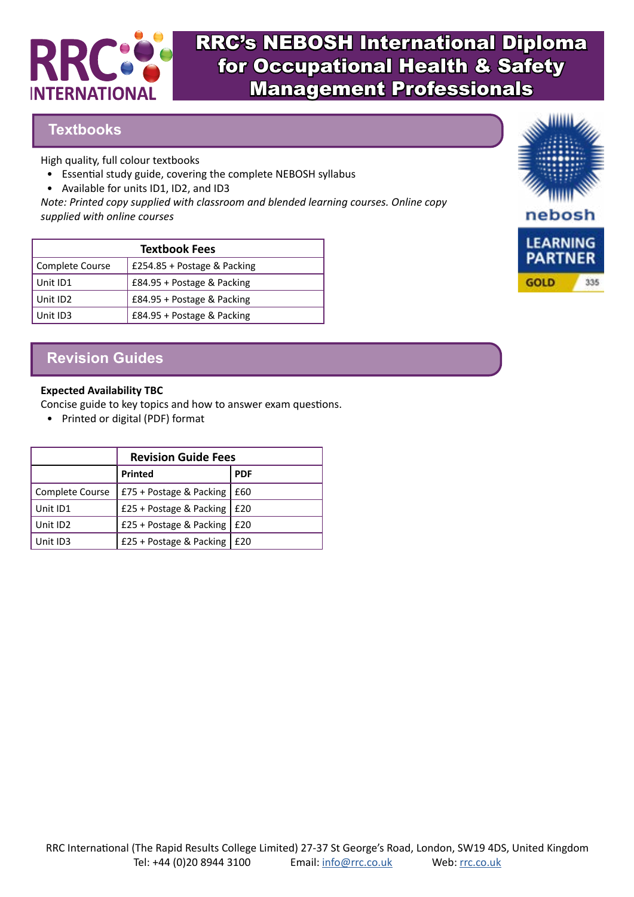# RRC's NEBOSH International Diploma for Occupational Health & Safety Management Professionals

## Textbooks

High quality, full colour textbooks

- Essential study guide, covering the complete NEBOSH syllabus
- Available for units ID1, ID2, and ID3

*Note: Printed copy supplied with classroom and blended learning courses. Online copy supplied with online courses*

| Textbook Fees | |
|---|---|
| Complete Course | £254.85 + Postage & Packing |
| Unit ID1 | £84.95 + Postage & Packing |
| Unit ID2 | £84.95 + Postage & Packing |
| Unit ID3 | £84.95 + Postage & Packing |

## Revision Guides

**Expected Availability TBC**

Concise guide to key topics and how to answer exam questions.

- Printed or digital (PDF) format

| | Revision Guide Fees | |
|---|---|---|
| | **Printed** | **PDF** |
| Complete Course | £75 + Postage & Packing | £60 |
| Unit ID1 | £25 + Postage & Packing | £20 |
| Unit ID2 | £25 + Postage & Packing | £20 |
| Unit ID3 | £25 + Postage & Packing | £20 |

RRC International (The Rapid Results College Limited) 27-37 St George's Road, London, SW19 4DS, United Kingdom
Tel: +44 (0)20 8944 3100 Email: info@rrc.co.uk Web: rrc.co.uk